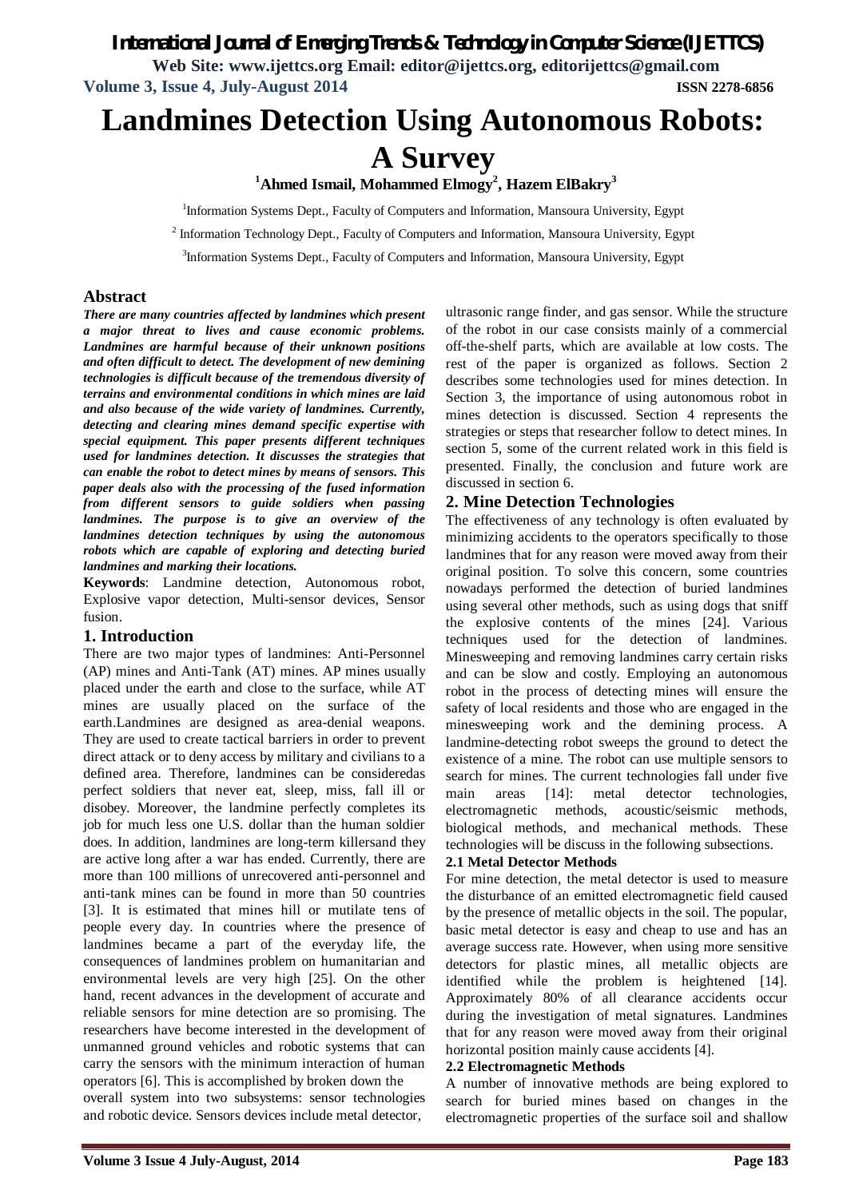# Landmines Detection Using Autonomous Robots: A Survey

**Ahmed Ismail[1], Mohammed Elmogy[2], Hazem ElBakry[3]**

[1]Information Systems Dept., Faculty of Computers and Information, Mansoura University, Egypt

[2] Information Technology Dept., Faculty of Computers and Information, Mansoura University, Egypt

[3]Information Systems Dept., Faculty of Computers and Information, Mansoura University, Egypt

## Abstract

***There are many countries affected by landmines which present a major threat to lives and cause economic problems. Landmines are harmful because of their unknown positions and often difficult to detect. The development of new demining technologies is difficult because of the tremendous diversity of terrains and environmental conditions in which mines are laid and also because of the wide variety of landmines. Currently, detecting and clearing mines demand specific expertise with special equipment. This paper presents different techniques used for landmines detection. It discusses the strategies that can enable the robot to detect mines by means of sensors. This paper deals also with the processing of the fused information from different sensors to guide soldiers when passing landmines. The purpose is to give an overview of the landmines detection techniques by using the autonomous robots which are capable of exploring and detecting buried landmines and marking their locations.***

**Keywords**: Landmine detection, Autonomous robot, Explosive vapor detection, Multi-sensor devices, Sensor fusion.

## 1. Introduction

There are two major types of landmines: Anti-Personnel (AP) mines and Anti-Tank (AT) mines. AP mines usually placed under the earth and close to the surface, while AT mines are usually placed on the surface of the earth.Landmines are designed as area-denial weapons. They are used to create tactical barriers in order to prevent direct attack or to deny access by military and civilians to a defined area. Therefore, landmines can be consideredas perfect soldiers that never eat, sleep, miss, fall ill or disobey. Moreover, the landmine perfectly completes its job for much less one U.S. dollar than the human soldier does. In addition, landmines are long-term killersand they are active long after a war has ended. Currently, there are more than 100 millions of unrecovered anti-personnel and anti-tank mines can be found in more than 50 countries [3]. It is estimated that mines hill or mutilate tens of people every day. In countries where the presence of landmines became a part of the everyday life, the consequences of landmines problem on humanitarian and environmental levels are very high [25]. On the other hand, recent advances in the development of accurate and reliable sensors for mine detection are so promising. The researchers have become interested in the development of unmanned ground vehicles and robotic systems that can carry the sensors with the minimum interaction of human operators [6]. This is accomplished by broken down the overall system into two subsystems: sensor technologies and robotic device. Sensors devices include metal detector, ultrasonic range finder, and gas sensor. While the structure of the robot in our case consists mainly of a commercial off-the-shelf parts, which are available at low costs. The rest of the paper is organized as follows. Section 2 describes some technologies used for mines detection. In Section 3, the importance of using autonomous robot in mines detection is discussed. Section 4 represents the strategies or steps that researcher follow to detect mines. In section 5, some of the current related work in this field is presented. Finally, the conclusion and future work are discussed in section 6.

## 2. Mine Detection Technologies

The effectiveness of any technology is often evaluated by minimizing accidents to the operators specifically to those landmines that for any reason were moved away from their original position. To solve this concern, some countries nowadays performed the detection of buried landmines using several other methods, such as using dogs that sniff the explosive contents of the mines [24]. Various techniques used for the detection of landmines. Minesweeping and removing landmines carry certain risks and can be slow and costly. Employing an autonomous robot in the process of detecting mines will ensure the safety of local residents and those who are engaged in the minesweeping work and the demining process. A landmine-detecting robot sweeps the ground to detect the existence of a mine. The robot can use multiple sensors to search for mines. The current technologies fall under five main areas [14]: metal detector technologies, electromagnetic methods, acoustic/seismic methods, biological methods, and mechanical methods. These technologies will be discuss in the following subsections.

### 2.1 Metal Detector Methods

For mine detection, the metal detector is used to measure the disturbance of an emitted electromagnetic field caused by the presence of metallic objects in the soil. The popular, basic metal detector is easy and cheap to use and has an average success rate. However, when using more sensitive detectors for plastic mines, all metallic objects are identified while the problem is heightened [14]. Approximately 80% of all clearance accidents occur during the investigation of metal signatures. Landmines that for any reason were moved away from their original horizontal position mainly cause accidents [4].

### 2.2 Electromagnetic Methods

A number of innovative methods are being explored to search for buried mines based on changes in the electromagnetic properties of the surface soil and shallow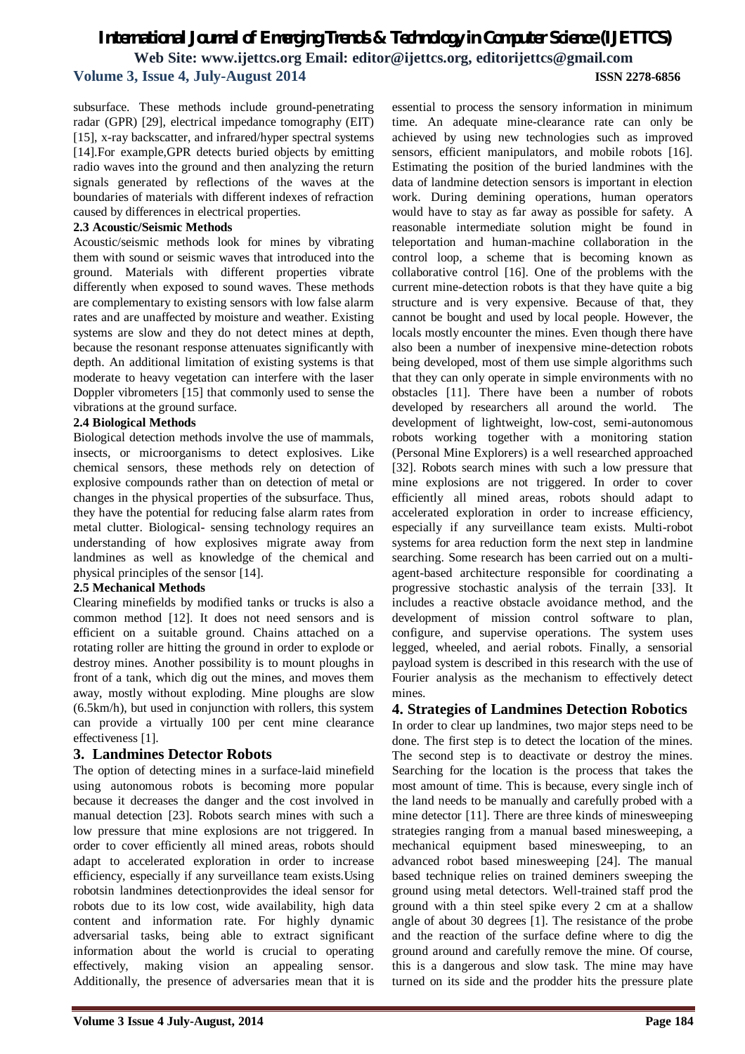subsurface. These methods include ground-penetrating radar (GPR) [29], electrical impedance tomography (EIT) [15], x-ray backscatter, and infrared/hyper spectral systems [14].For example,GPR detects buried objects by emitting radio waves into the ground and then analyzing the return signals generated by reflections of the waves at the boundaries of materials with different indexes of refraction caused by differences in electrical properties.

### 2.3 Acoustic/Seismic Methods

Acoustic/seismic methods look for mines by vibrating them with sound or seismic waves that introduced into the ground. Materials with different properties vibrate differently when exposed to sound waves. These methods are complementary to existing sensors with low false alarm rates and are unaffected by moisture and weather. Existing systems are slow and they do not detect mines at depth, because the resonant response attenuates significantly with depth. An additional limitation of existing systems is that moderate to heavy vegetation can interfere with the laser Doppler vibrometers [15] that commonly used to sense the vibrations at the ground surface.

### 2.4 Biological Methods

Biological detection methods involve the use of mammals, insects, or microorganisms to detect explosives. Like chemical sensors, these methods rely on detection of explosive compounds rather than on detection of metal or changes in the physical properties of the subsurface. Thus, they have the potential for reducing false alarm rates from metal clutter. Biological- sensing technology requires an understanding of how explosives migrate away from landmines as well as knowledge of the chemical and physical principles of the sensor [14].

### 2.5 Mechanical Methods

Clearing minefields by modified tanks or trucks is also a common method [12]. It does not need sensors and is efficient on a suitable ground. Chains attached on a rotating roller are hitting the ground in order to explode or destroy mines. Another possibility is to mount ploughs in front of a tank, which dig out the mines, and moves them away, mostly without exploding. Mine ploughs are slow (6.5km/h), but used in conjunction with rollers, this system can provide a virtually 100 per cent mine clearance effectiveness [1].

## 3. Landmines Detector Robots

The option of detecting mines in a surface-laid minefield using autonomous robots is becoming more popular because it decreases the danger and the cost involved in manual detection [23]. Robots search mines with such a low pressure that mine explosions are not triggered. In order to cover efficiently all mined areas, robots should adapt to accelerated exploration in order to increase efficiency, especially if any surveillance team exists.Using robotsin landmines detectionprovides the ideal sensor for robots due to its low cost, wide availability, high data content and information rate. For highly dynamic adversarial tasks, being able to extract significant information about the world is crucial to operating effectively, making vision an appealing sensor. Additionally, the presence of adversaries mean that it is essential to process the sensory information in minimum time. An adequate mine-clearance rate can only be achieved by using new technologies such as improved sensors, efficient manipulators, and mobile robots [16]. Estimating the position of the buried landmines with the data of landmine detection sensors is important in election work. During demining operations, human operators would have to stay as far away as possible for safety. A reasonable intermediate solution might be found in teleportation and human-machine collaboration in the control loop, a scheme that is becoming known as collaborative control [16]. One of the problems with the current mine-detection robots is that they have quite a big structure and is very expensive. Because of that, they cannot be bought and used by local people. However, the locals mostly encounter the mines. Even though there have also been a number of inexpensive mine-detection robots being developed, most of them use simple algorithms such that they can only operate in simple environments with no obstacles [11]. There have been a number of robots developed by researchers all around the world. The development of lightweight, low-cost, semi-autonomous robots working together with a monitoring station (Personal Mine Explorers) is a well researched approached [32]. Robots search mines with such a low pressure that mine explosions are not triggered. In order to cover efficiently all mined areas, robots should adapt to accelerated exploration in order to increase efficiency, especially if any surveillance team exists. Multi-robot systems for area reduction form the next step in landmine searching. Some research has been carried out on a multi-agent-based architecture responsible for coordinating a progressive stochastic analysis of the terrain [33]. It includes a reactive obstacle avoidance method, and the development of mission control software to plan, configure, and supervise operations. The system uses legged, wheeled, and aerial robots. Finally, a sensorial payload system is described in this research with the use of Fourier analysis as the mechanism to effectively detect mines.

## 4. Strategies of Landmines Detection Robotics

In order to clear up landmines, two major steps need to be done. The first step is to detect the location of the mines. The second step is to deactivate or destroy the mines. Searching for the location is the process that takes the most amount of time. This is because, every single inch of the land needs to be manually and carefully probed with a mine detector [11]. There are three kinds of minesweeping strategies ranging from a manual based minesweeping, a mechanical equipment based minesweeping, to an advanced robot based minesweeping [24]. The manual based technique relies on trained deminers sweeping the ground using metal detectors. Well-trained staff prod the ground with a thin steel spike every 2 cm at a shallow angle of about 30 degrees [1]. The resistance of the probe and the reaction of the surface define where to dig the ground around and carefully remove the mine. Of course, this is a dangerous and slow task. The mine may have turned on its side and the prodder hits the pressure plate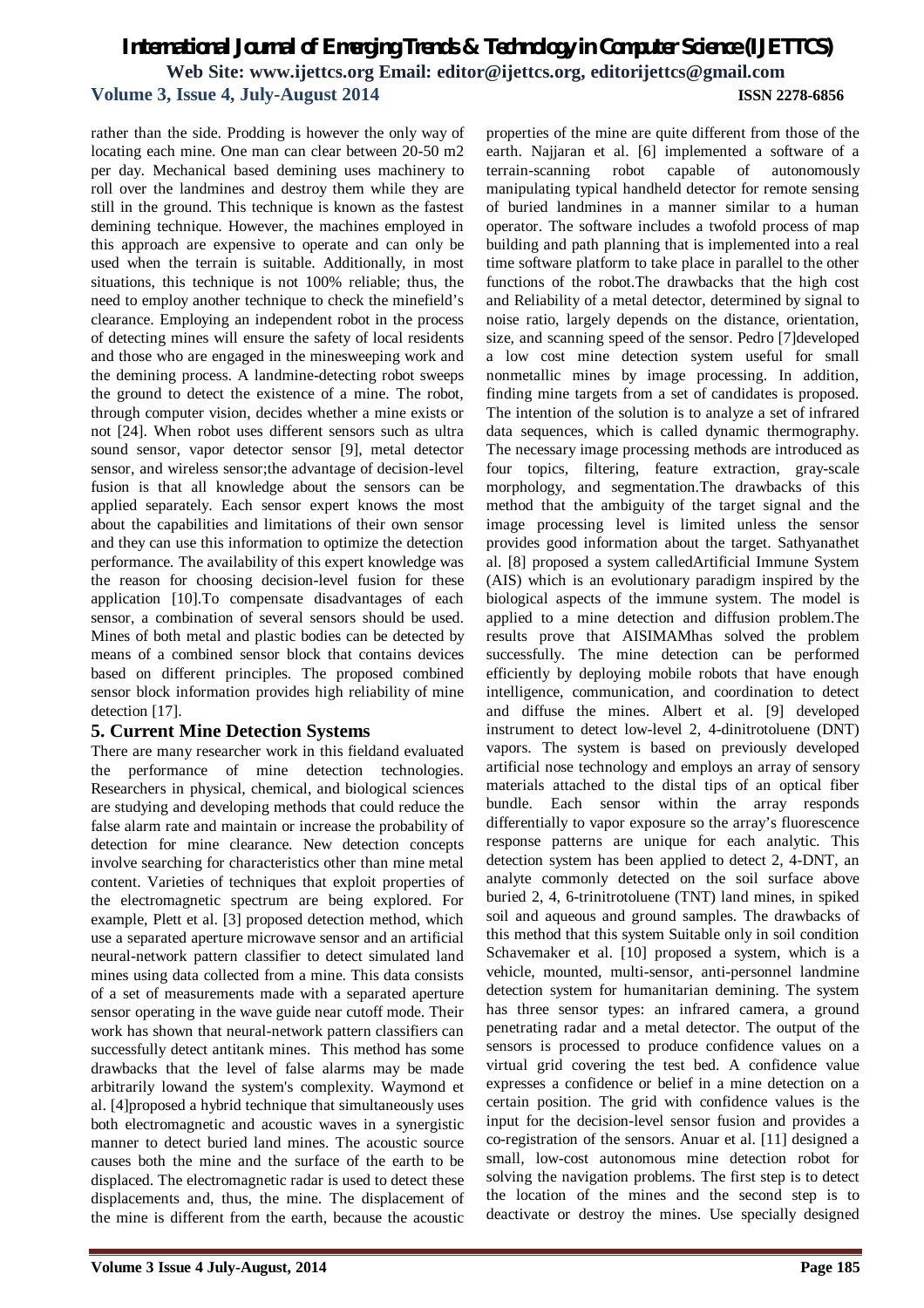rather than the side. Prodding is however the only way of locating each mine. One man can clear between 20-50 m2 per day. Mechanical based demining uses machinery to roll over the landmines and destroy them while they are still in the ground. This technique is known as the fastest demining technique. However, the machines employed in this approach are expensive to operate and can only be used when the terrain is suitable. Additionally, in most situations, this technique is not 100% reliable; thus, the need to employ another technique to check the minefield's clearance. Employing an independent robot in the process of detecting mines will ensure the safety of local residents and those who are engaged in the minesweeping work and the demining process. A landmine-detecting robot sweeps the ground to detect the existence of a mine. The robot, through computer vision, decides whether a mine exists or not [24]. When robot uses different sensors such as ultra sound sensor, vapor detector sensor [9], metal detector sensor, and wireless sensor;the advantage of decision-level fusion is that all knowledge about the sensors can be applied separately. Each sensor expert knows the most about the capabilities and limitations of their own sensor and they can use this information to optimize the detection performance. The availability of this expert knowledge was the reason for choosing decision-level fusion for these application [10].To compensate disadvantages of each sensor, a combination of several sensors should be used. Mines of both metal and plastic bodies can be detected by means of a combined sensor block that contains devices based on different principles. The proposed combined sensor block information provides high reliability of mine detection [17].

## 5. Current Mine Detection Systems

There are many researcher work in this fieldand evaluated the performance of mine detection technologies. Researchers in physical, chemical, and biological sciences are studying and developing methods that could reduce the false alarm rate and maintain or increase the probability of detection for mine clearance. New detection concepts involve searching for characteristics other than mine metal content. Varieties of techniques that exploit properties of the electromagnetic spectrum are being explored. For example, Plett et al. [3] proposed detection method, which use a separated aperture microwave sensor and an artificial neural-network pattern classifier to detect simulated land mines using data collected from a mine. This data consists of a set of measurements made with a separated aperture sensor operating in the wave guide near cutoff mode. Their work has shown that neural-network pattern classifiers can successfully detect antitank mines. This method has some drawbacks that the level of false alarms may be made arbitrarily lowand the system's complexity. Waymond et al. [4]proposed a hybrid technique that simultaneously uses both electromagnetic and acoustic waves in a synergistic manner to detect buried land mines. The acoustic source causes both the mine and the surface of the earth to be displaced. The electromagnetic radar is used to detect these displacements and, thus, the mine. The displacement of the mine is different from the earth, because the acoustic properties of the mine are quite different from those of the earth. Najjaran et al. [6] implemented a software of a terrain-scanning robot capable of autonomously manipulating typical handheld detector for remote sensing of buried landmines in a manner similar to a human operator. The software includes a twofold process of map building and path planning that is implemented into a real time software platform to take place in parallel to the other functions of the robot.The drawbacks that the high cost and Reliability of a metal detector, determined by signal to noise ratio, largely depends on the distance, orientation, size, and scanning speed of the sensor. Pedro [7]developed a low cost mine detection system useful for small nonmetallic mines by image processing. In addition, finding mine targets from a set of candidates is proposed. The intention of the solution is to analyze a set of infrared data sequences, which is called dynamic thermography. The necessary image processing methods are introduced as four topics, filtering, feature extraction, gray-scale morphology, and segmentation.The drawbacks of this method that the ambiguity of the target signal and the image processing level is limited unless the sensor provides good information about the target. Sathyanathet al. [8] proposed a system calledArtificial Immune System (AIS) which is an evolutionary paradigm inspired by the biological aspects of the immune system. The model is applied to a mine detection and diffusion problem.The results prove that AISIMAMhas solved the problem successfully. The mine detection can be performed efficiently by deploying mobile robots that have enough intelligence, communication, and coordination to detect and diffuse the mines. Albert et al. [9] developed instrument to detect low-level 2, 4-dinitrotoluene (DNT) vapors. The system is based on previously developed artificial nose technology and employs an array of sensory materials attached to the distal tips of an optical fiber bundle. Each sensor within the array responds differentially to vapor exposure so the array's fluorescence response patterns are unique for each analytic. This detection system has been applied to detect 2, 4-DNT, an analyte commonly detected on the soil surface above buried 2, 4, 6-trinitrotoluene (TNT) land mines, in spiked soil and aqueous and ground samples. The drawbacks of this method that this system Suitable only in soil condition Schavemaker et al. [10] proposed a system, which is a vehicle, mounted, multi-sensor, anti-personnel landmine detection system for humanitarian demining. The system has three sensor types: an infrared camera, a ground penetrating radar and a metal detector. The output of the sensors is processed to produce confidence values on a virtual grid covering the test bed. A confidence value expresses a confidence or belief in a mine detection on a certain position. The grid with confidence values is the input for the decision-level sensor fusion and provides a co-registration of the sensors. Anuar et al. [11] designed a small, low-cost autonomous mine detection robot for solving the navigation problems. The first step is to detect the location of the mines and the second step is to deactivate or destroy the mines. Use specially designed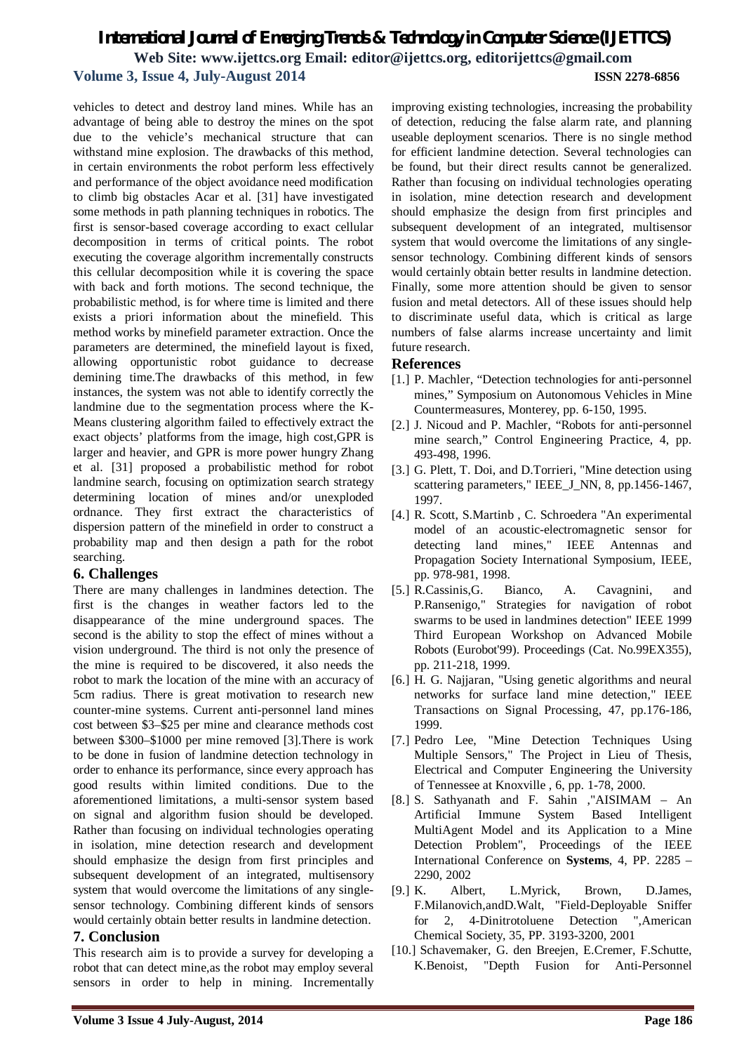vehicles to detect and destroy land mines. While has an advantage of being able to destroy the mines on the spot due to the vehicle's mechanical structure that can withstand mine explosion. The drawbacks of this method, in certain environments the robot perform less effectively and performance of the object avoidance need modification to climb big obstacles Acar et al. [31] have investigated some methods in path planning techniques in robotics. The first is sensor-based coverage according to exact cellular decomposition in terms of critical points. The robot executing the coverage algorithm incrementally constructs this cellular decomposition while it is covering the space with back and forth motions. The second technique, the probabilistic method, is for where time is limited and there exists a priori information about the minefield. This method works by minefield parameter extraction. Once the parameters are determined, the minefield layout is fixed, allowing opportunistic robot guidance to decrease demining time.The drawbacks of this method, in few instances, the system was not able to identify correctly the landmine due to the segmentation process where the K-Means clustering algorithm failed to effectively extract the exact objects' platforms from the image, high cost,GPR is larger and heavier, and GPR is more power hungry Zhang et al. [31] proposed a probabilistic method for robot landmine search, focusing on optimization search strategy determining location of mines and/or unexploded ordnance. They first extract the characteristics of dispersion pattern of the minefield in order to construct a probability map and then design a path for the robot searching.

## 6. Challenges

There are many challenges in landmines detection. The first is the changes in weather factors led to the disappearance of the mine underground spaces. The second is the ability to stop the effect of mines without a vision underground. The third is not only the presence of the mine is required to be discovered, it also needs the robot to mark the location of the mine with an accuracy of 5cm radius. There is great motivation to research new counter-mine systems. Current anti-personnel land mines cost between $3–$25 per mine and clearance methods cost between $300–$1000 per mine removed [3].There is work to be done in fusion of landmine detection technology in order to enhance its performance, since every approach has good results within limited conditions. Due to the aforementioned limitations, a multi-sensor system based on signal and algorithm fusion should be developed. Rather than focusing on individual technologies operating in isolation, mine detection research and development should emphasize the design from first principles and subsequent development of an integrated, multisensory system that would overcome the limitations of any single-sensor technology. Combining different kinds of sensors would certainly obtain better results in landmine detection.

## 7. Conclusion

This research aim is to provide a survey for developing a robot that can detect mine,as the robot may employ several sensors in order to help in mining. Incrementally improving existing technologies, increasing the probability of detection, reducing the false alarm rate, and planning useable deployment scenarios. There is no single method for efficient landmine detection. Several technologies can be found, but their direct results cannot be generalized. Rather than focusing on individual technologies operating in isolation, mine detection research and development should emphasize the design from first principles and subsequent development of an integrated, multisensor system that would overcome the limitations of any single-sensor technology. Combining different kinds of sensors would certainly obtain better results in landmine detection. Finally, some more attention should be given to sensor fusion and metal detectors. All of these issues should help to discriminate useful data, which is critical as large numbers of false alarms increase uncertainty and limit future research.

## References

[1.] P. Machler, "Detection technologies for anti-personnel mines," Symposium on Autonomous Vehicles in Mine Countermeasures, Monterey, pp. 6-150, 1995.

[2.] J. Nicoud and P. Machler, "Robots for anti-personnel mine search," Control Engineering Practice, 4, pp. 493-498, 1996.

[3.] G. Plett, T. Doi, and D.Torrieri, "Mine detection using scattering parameters," IEEE_J_NN, 8, pp.1456-1467, 1997.

[4.] R. Scott, S.Martinb , C. Schroedera "An experimental model of an acoustic-electromagnetic sensor for detecting land mines," IEEE Antennas and Propagation Society International Symposium, IEEE, pp. 978-981, 1998.

[5.] R.Cassinis,G. Bianco, A. Cavagnini, and P.Ransenigo," Strategies for navigation of robot swarms to be used in landmines detection" IEEE 1999 Third European Workshop on Advanced Mobile Robots (Eurobot'99). Proceedings (Cat. No.99EX355), pp. 211-218, 1999.

[6.] H. G. Najjaran, "Using genetic algorithms and neural networks for surface land mine detection," IEEE Transactions on Signal Processing, 47, pp.176-186, 1999.

[7.] Pedro Lee, "Mine Detection Techniques Using Multiple Sensors," The Project in Lieu of Thesis, Electrical and Computer Engineering the University of Tennessee at Knoxville , 6, pp. 1-78, 2000.

[8.] S. Sathyanath and F. Sahin ,"AISIMAM – An Artificial Immune System Based Intelligent MultiAgent Model and its Application to a Mine Detection Problem", Proceedings of the IEEE International Conference on **Systems**, 4, PP. 2285 – 2290, 2002

[9.] K. Albert, L.Myrick, Brown, D.James, F.Milanovich,andD.Walt, "Field-Deployable Sniffer for 2, 4-Dinitrotoluene Detection ",American Chemical Society, 35, PP. 3193-3200, 2001

[10.] Schavemaker, G. den Breejen, E.Cremer, F.Schutte, K.Benoist, "Depth Fusion for Anti-Personnel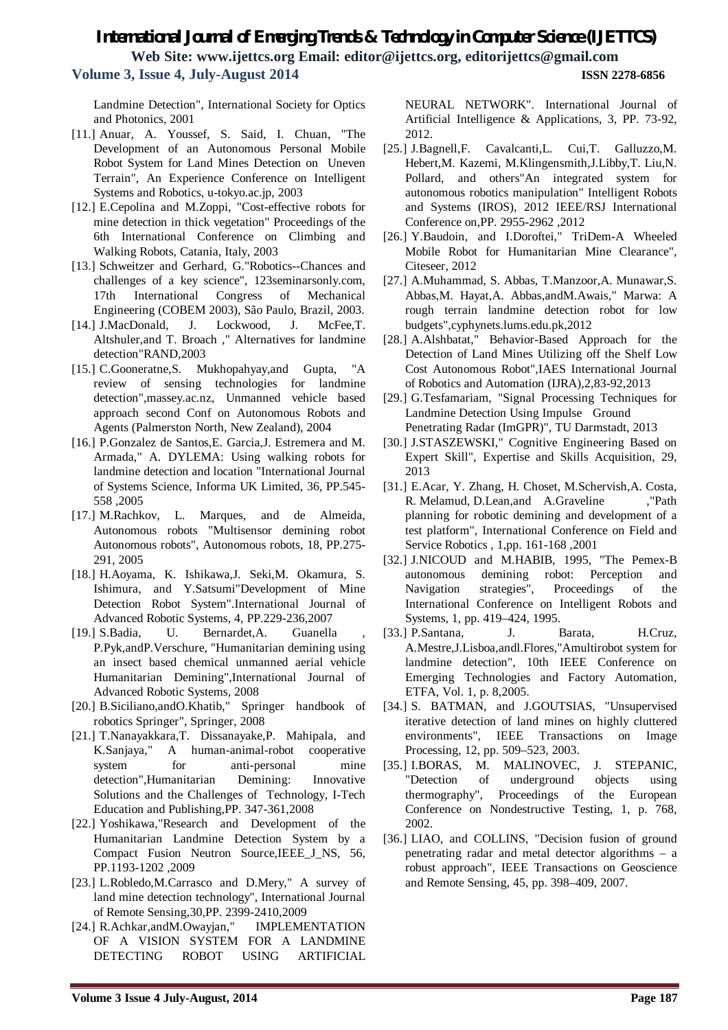Landmine Detection", International Society for Optics and Photonics, 2001

[11.] Anuar, A. Youssef, S. Said, I. Chuan, "The Development of an Autonomous Personal Mobile Robot System for Land Mines Detection on Uneven Terrain", An Experience Conference on Intelligent Systems and Robotics, u-tokyo.ac.jp, 2003

[12.] E.Cepolina and M.Zoppi, "Cost-effective robots for mine detection in thick vegetation" Proceedings of the 6th International Conference on Climbing and Walking Robots, Catania, Italy, 2003

[13.] Schweitzer and Gerhard, G."Robotics--Chances and challenges of a key science", 123seminarsonly.com, 17th International Congress of Mechanical Engineering (COBEM 2003), São Paulo, Brazil, 2003.

[14.] J.MacDonald, J. Lockwood, J. McFee,T. Altshuler,and T. Broach ," Alternatives for landmine detection"RAND,2003

[15.] C.Gooneratne,S. Mukhopahyay,and Gupta, "A review of sensing technologies for landmine detection",massey.ac.nz, Unmanned vehicle based approach second Conf on Autonomous Robots and Agents (Palmerston North, New Zealand), 2004

[16.] P.Gonzalez de Santos,E. Garcia,J. Estremera and M. Armada," A. DYLEMA: Using walking robots for landmine detection and location "International Journal of Systems Science, Informa UK Limited, 36, PP.545-558 ,2005

[17.] M.Rachkov, L. Marques, and de Almeida, Autonomous robots "Multisensor demining robot Autonomous robots", Autonomous robots, 18, PP.275-291, 2005

[18.] H.Aoyama, K. Ishikawa,J. Seki,M. Okamura, S. Ishimura, and Y.Satsumi"Development of Mine Detection Robot System".International Journal of Advanced Robotic Systems, 4, PP.229-236,2007

[19.] S.Badia, U. Bernardet,A. Guanella , P.Pyk,andP.Verschure, "Humanitarian demining using an insect based chemical unmanned aerial vehicle Humanitarian Demining",International Journal of Advanced Robotic Systems, 2008

[20.] B.Siciliano,andO.Khatib," Springer handbook of robotics Springer", Springer, 2008

[21.] T.Nanayakkara,T. Dissanayake,P. Mahipala, and K.Sanjaya," A human-animal-robot cooperative system for anti-personal mine detection",Humanitarian Demining: Innovative Solutions and the Challenges of Technology, I-Tech Education and Publishing,PP. 347-361,2008

[22.] Yoshikawa,"Research and Development of the Humanitarian Landmine Detection System by a Compact Fusion Neutron Source,IEEE_J_NS, 56, PP.1193-1202 ,2009

[23.] L.Robledo,M.Carrasco and D.Mery," A survey of land mine detection technology", International Journal of Remote Sensing,30,PP. 2399-2410,2009

[24.] R.Achkar,andM.Owayjan," IMPLEMENTATION OF A VISION SYSTEM FOR A LANDMINE DETECTING ROBOT USING ARTIFICIAL NEURAL NETWORK". International Journal of Artificial Intelligence & Applications, 3, PP. 73-92, 2012.

[25.] J.Bagnell,F. Cavalcanti,L. Cui,T. Galluzzo,M. Hebert,M. Kazemi, M.Klingensmith,J.Libby,T. Liu,N. Pollard, and others"An integrated system for autonomous robotics manipulation" Intelligent Robots and Systems (IROS), 2012 IEEE/RSJ International Conference on,PP. 2955-2962 ,2012

[26.] Y.Baudoin, and I.Doroftei," TriDem-A Wheeled Mobile Robot for Humanitarian Mine Clearance", Citeseer, 2012

[27.] A.Muhammad, S. Abbas, T.Manzoor,A. Munawar,S. Abbas,M. Hayat,A. Abbas,andM.Awais," Marwa: A rough terrain landmine detection robot for low budgets",cyphynets.lums.edu.pk,2012

[28.] A.Alshbatat," Behavior-Based Approach for the Detection of Land Mines Utilizing off the Shelf Low Cost Autonomous Robot",IAES International Journal of Robotics and Automation (IJRA),2,83-92,2013

[29.] G.Tesfamariam, "Signal Processing Techniques for Landmine Detection Using Impulse Ground Penetrating Radar (ImGPR)", TU Darmstadt, 2013

[30.] J.STASZEWSKI," Cognitive Engineering Based on Expert Skill", Expertise and Skills Acquisition, 29, 2013

[31.] E.Acar, Y. Zhang, H. Choset, M.Schervish,A. Costa, R. Melamud, D.Lean,and A.Graveline ,"Path planning for robotic demining and development of a test platform", International Conference on Field and Service Robotics , 1,pp. 161-168 ,2001

[32.] J.NICOUD and M.HABIB, 1995, "The Pemex-B autonomous demining robot: Perception and Navigation strategies", Proceedings of the International Conference on Intelligent Robots and Systems, 1, pp. 419–424, 1995.

[33.] P.Santana, J. Barata, H.Cruz, A.Mestre,J.Lisboa,andl.Flores,"Amultirobot system for landmine detection", 10th IEEE Conference on Emerging Technologies and Factory Automation, ETFA, Vol. 1, p. 8,2005.

[34.] S. BATMAN, and J.GOUTSIAS, "Unsupervised iterative detection of land mines on highly cluttered environments", IEEE Transactions on Image Processing, 12, pp. 509–523, 2003.

[35.] I.BORAS, M. MALINOVEC, J. STEPANIC, "Detection of underground objects using thermography", Proceedings of the European Conference on Nondestructive Testing, 1, p. 768, 2002.

[36.] LIAO, and COLLINS, "Decision fusion of ground penetrating radar and metal detector algorithms – a robust approach", IEEE Transactions on Geoscience and Remote Sensing, 45, pp. 398–409, 2007.